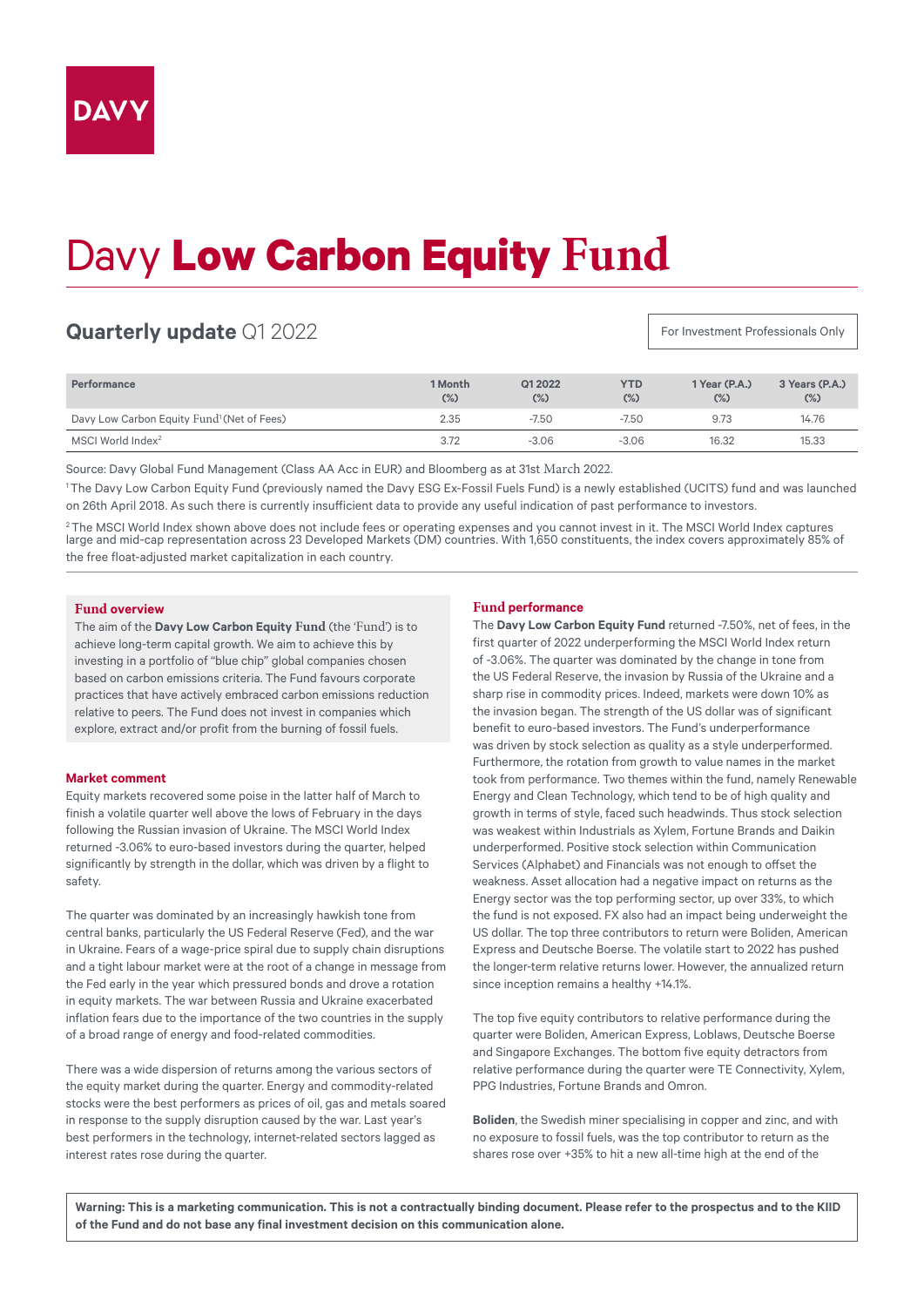DAVY

# Davy **Low Carbon Equity** Fund

## **Quarterly update** Q1 2022

For Investment Professionals Only

| Performance | 1 Month (%) | Q1 2022 (%) | YTD (%) | 1 Year (P.A.) (%) | 3 Years (P.A.) (%) |
|---|---|---|---|---|---|
| Davy Low Carbon Equity Fund[1] (Net of Fees) | 2.35 | -7.50 | -7.50 | 9.73 | 14.76 |
| MSCI World Index[2] | 3.72 | -3.06 | -3.06 | 16.32 | 15.33 |

Source: Davy Global Fund Management (Class AA Acc in EUR) and Bloomberg as at 31st March 2022.

[1] The Davy Low Carbon Equity Fund (previously named the Davy ESG Ex-Fossil Fuels Fund) is a newly established (UCITS) fund and was launched on 26th April 2018. As such there is currently insufficient data to provide any useful indication of past performance to investors.

[2] The MSCI World Index shown above does not include fees or operating expenses and you cannot invest in it. The MSCI World Index captures large and mid-cap representation across 23 Developed Markets (DM) countries. With 1,650 constituents, the index covers approximately 85% of the free float-adjusted market capitalization in each country.

### Fund overview

The aim of the **Davy Low Carbon Equity Fund** (the 'Fund') is to achieve long-term capital growth. We aim to achieve this by investing in a portfolio of "blue chip" global companies chosen based on carbon emissions criteria. The Fund favours corporate practices that have actively embraced carbon emissions reduction relative to peers. The Fund does not invest in companies which explore, extract and/or profit from the burning of fossil fuels.

### Market comment

Equity markets recovered some poise in the latter half of March to finish a volatile quarter well above the lows of February in the days following the Russian invasion of Ukraine. The MSCI World Index returned -3.06% to euro-based investors during the quarter, helped significantly by strength in the dollar, which was driven by a flight to safety.

The quarter was dominated by an increasingly hawkish tone from central banks, particularly the US Federal Reserve (Fed), and the war in Ukraine. Fears of a wage-price spiral due to supply chain disruptions and a tight labour market were at the root of a change in message from the Fed early in the year which pressured bonds and drove a rotation in equity markets. The war between Russia and Ukraine exacerbated inflation fears due to the importance of the two countries in the supply of a broad range of energy and food-related commodities.

There was a wide dispersion of returns among the various sectors of the equity market during the quarter. Energy and commodity-related stocks were the best performers as prices of oil, gas and metals soared in response to the supply disruption caused by the war. Last year's best performers in the technology, internet-related sectors lagged as interest rates rose during the quarter.

### Fund performance

The **Davy Low Carbon Equity Fund** returned -7.50%, net of fees, in the first quarter of 2022 underperforming the MSCI World Index return of -3.06%. The quarter was dominated by the change in tone from the US Federal Reserve, the invasion by Russia of the Ukraine and a sharp rise in commodity prices. Indeed, markets were down 10% as the invasion began. The strength of the US dollar was of significant benefit to euro-based investors. The Fund's underperformance was driven by stock selection as quality as a style underperformed. Furthermore, the rotation from growth to value names in the market took from performance. Two themes within the fund, namely Renewable Energy and Clean Technology, which tend to be of high quality and growth in terms of style, faced such headwinds. Thus stock selection was weakest within Industrials as Xylem, Fortune Brands and Daikin underperformed. Positive stock selection within Communication Services (Alphabet) and Financials was not enough to offset the weakness. Asset allocation had a negative impact on returns as the Energy sector was the top performing sector, up over 33%, to which the fund is not exposed. FX also had an impact being underweight the US dollar. The top three contributors to return were Boliden, American Express and Deutsche Boerse. The volatile start to 2022 has pushed the longer-term relative returns lower. However, the annualized return since inception remains a healthy +14.1%.

The top five equity contributors to relative performance during the quarter were Boliden, American Express, Loblaws, Deutsche Boerse and Singapore Exchanges. The bottom five equity detractors from relative performance during the quarter were TE Connectivity, Xylem, PPG Industries, Fortune Brands and Omron.

**Boliden**, the Swedish miner specialising in copper and zinc, and with no exposure to fossil fuels, was the top contributor to return as the shares rose over +35% to hit a new all-time high at the end of the

**Warning: This is a marketing communication. This is not a contractually binding document. Please refer to the prospectus and to the KIID of the Fund and do not base any final investment decision on this communication alone.**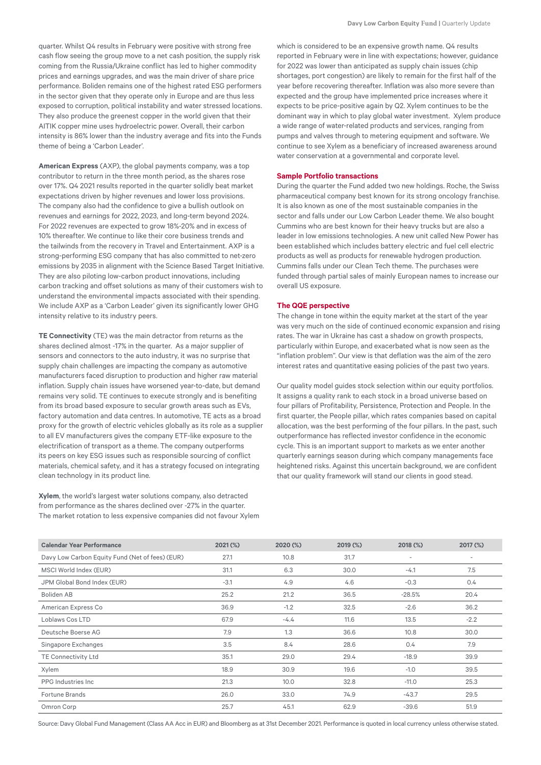quarter. Whilst Q4 results in February were positive with strong free cash flow seeing the group move to a net cash position, the supply risk coming from the Russia/Ukraine conflict has led to higher commodity prices and earnings upgrades, and was the main driver of share price performance. Boliden remains one of the highest rated ESG performers in the sector given that they operate only in Europe and are thus less exposed to corruption, political instability and water stressed locations. They also produce the greenest copper in the world given that their AITIK copper mine uses hydroelectric power. Overall, their carbon intensity is 86% lower than the industry average and fits into the Funds theme of being a 'Carbon Leader'.

**American Express** (AXP), the global payments company, was a top contributor to return in the three month period, as the shares rose over 17%. Q4 2021 results reported in the quarter solidly beat market expectations driven by higher revenues and lower loss provisions. The company also had the confidence to give a bullish outlook on revenues and earnings for 2022, 2023, and long-term beyond 2024. For 2022 revenues are expected to grow 18%-20% and in excess of 10% thereafter. We continue to like their core business trends and the tailwinds from the recovery in Travel and Entertainment. AXP is a strong-performing ESG company that has also committed to net-zero emissions by 2035 in alignment with the Science Based Target Initiative. They are also piloting low-carbon product innovations, including carbon tracking and offset solutions as many of their customers wish to understand the environmental impacts associated with their spending. We include AXP as a 'Carbon Leader' given its significantly lower GHG intensity relative to its industry peers.

**TE Connectivity** (TE) was the main detractor from returns as the shares declined almost -17% in the quarter. As a major supplier of sensors and connectors to the auto industry, it was no surprise that supply chain challenges are impacting the company as automotive manufacturers faced disruption to production and higher raw material inflation. Supply chain issues have worsened year-to-date, but demand remains very solid. TE continues to execute strongly and is benefiting from its broad based exposure to secular growth areas such as EVs, factory automation and data centres. In automotive, TE acts as a broad proxy for the growth of electric vehicles globally as its role as a supplier to all EV manufacturers gives the company ETF-like exposure to the electrification of transport as a theme. The company outperforms its peers on key ESG issues such as responsible sourcing of conflict materials, chemical safety, and it has a strategy focused on integrating clean technology in its product line.

**Xylem**, the world's largest water solutions company, also detracted from performance as the shares declined over -27% in the quarter. The market rotation to less expensive companies did not favour Xylem which is considered to be an expensive growth name. Q4 results reported in February were in line with expectations; however, guidance for 2022 was lower than anticipated as supply chain issues (chip shortages, port congestion) are likely to remain for the first half of the year before recovering thereafter. Inflation was also more severe than expected and the group have implemented price increases where it expects to be price-positive again by Q2. Xylem continues to be the dominant way in which to play global water investment. Xylem produce a wide range of water-related products and services, ranging from pumps and valves through to metering equipment and software. We continue to see Xylem as a beneficiary of increased awareness around water conservation at a governmental and corporate level.

## Sample Portfolio transactions

During the quarter the Fund added two new holdings. Roche, the Swiss pharmaceutical company best known for its strong oncology franchise. It is also known as one of the most sustainable companies in the sector and falls under our Low Carbon Leader theme. We also bought Cummins who are best known for their heavy trucks but are also a leader in low emissions technologies. A new unit called New Power has been established which includes battery electric and fuel cell electric products as well as products for renewable hydrogen production. Cummins falls under our Clean Tech theme. The purchases were funded through partial sales of mainly European names to increase our overall US exposure.

## The QQE perspective

The change in tone within the equity market at the start of the year was very much on the side of continued economic expansion and rising rates. The war in Ukraine has cast a shadow on growth prospects, particularly within Europe, and exacerbated what is now seen as the "inflation problem". Our view is that deflation was the aim of the zero interest rates and quantitative easing policies of the past two years.

Our quality model guides stock selection within our equity portfolios. It assigns a quality rank to each stock in a broad universe based on four pillars of Profitability, Persistence, Protection and People. In the first quarter, the People pillar, which rates companies based on capital allocation, was the best performing of the four pillars. In the past, such outperformance has reflected investor confidence in the economic cycle. This is an important support to markets as we enter another quarterly earnings season during which company managements face heightened risks. Against this uncertain background, we are confident that our quality framework will stand our clients in good stead.

| Calendar Year Performance | 2021 (%) | 2020 (%) | 2019 (%) | 2018 (%) | 2017 (%) |
|---|---|---|---|---|---|
| Davy Low Carbon Equity Fund (Net of fees) (EUR) | 27.1 | 10.8 | 31.7 | - | - |
| MSCI World Index (EUR) | 31.1 | 6.3 | 30.0 | -4.1 | 7.5 |
| JPM Global Bond Index (EUR) | -3.1 | 4.9 | 4.6 | -0.3 | 0.4 |
| Boliden AB | 25.2 | 21.2 | 36.5 | -28.5% | 20.4 |
| American Express Co | 36.9 | -1.2 | 32.5 | -2.6 | 36.2 |
| Loblaws Cos LTD | 67.9 | -4.4 | 11.6 | 13.5 | -2.2 |
| Deutsche Boerse AG | 7.9 | 1.3 | 36.6 | 10.8 | 30.0 |
| Singapore Exchanges | 3.5 | 8.4 | 28.6 | 0.4 | 7.9 |
| TE Connectivity Ltd | 35.1 | 29.0 | 29.4 | -18.9 | 39.9 |
| Xylem | 18.9 | 30.9 | 19.6 | -1.0 | 39.5 |
| PPG Industries Inc | 21.3 | 10.0 | 32.8 | -11.0 | 25.3 |
| Fortune Brands | 26.0 | 33.0 | 74.9 | -43.7 | 29.5 |
| Omron Corp | 25.7 | 45.1 | 62.9 | -39.6 | 51.9 |

Source: Davy Global Fund Management (Class AA Acc in EUR) and Bloomberg as at 31st December 2021. Performance is quoted in local currency unless otherwise stated.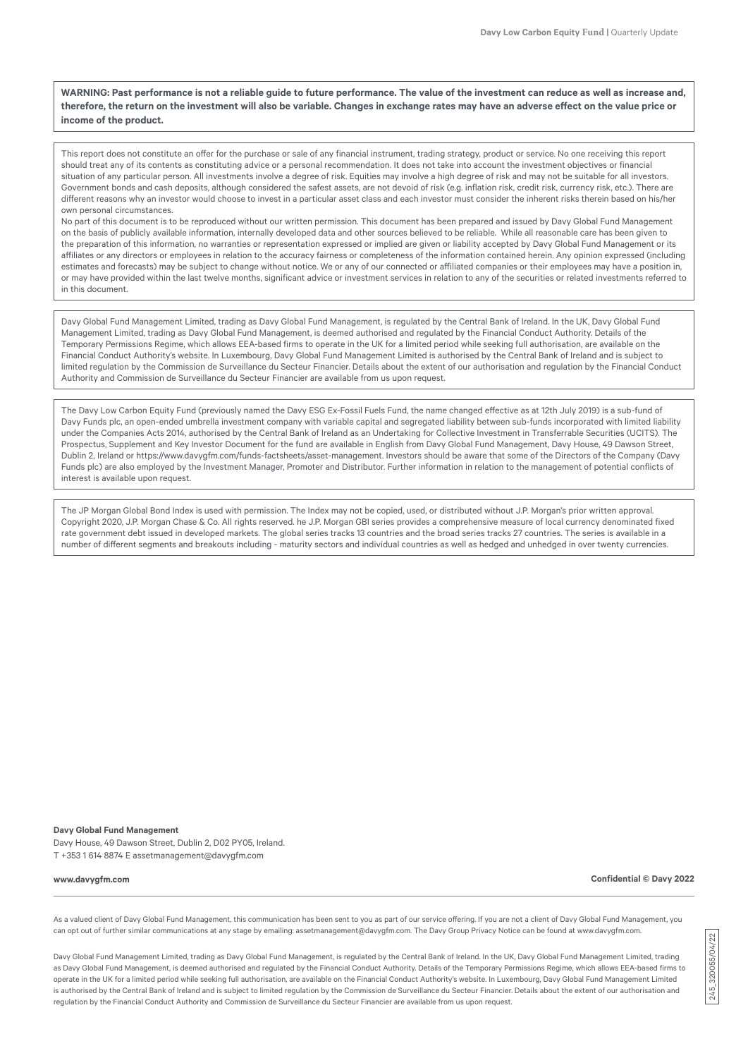**WARNING: Past performance is not a reliable guide to future performance. The value of the investment can reduce as well as increase and, therefore, the return on the investment will also be variable. Changes in exchange rates may have an adverse effect on the value price or income of the product.**

This report does not constitute an offer for the purchase or sale of any financial instrument, trading strategy, product or service. No one receiving this report should treat any of its contents as constituting advice or a personal recommendation. It does not take into account the investment objectives or financial situation of any particular person. All investments involve a degree of risk. Equities may involve a high degree of risk and may not be suitable for all investors. Government bonds and cash deposits, although considered the safest assets, are not devoid of risk (e.g. inflation risk, credit risk, currency risk, etc.). There are different reasons why an investor would choose to invest in a particular asset class and each investor must consider the inherent risks therein based on his/her own personal circumstances.

No part of this document is to be reproduced without our written permission. This document has been prepared and issued by Davy Global Fund Management on the basis of publicly available information, internally developed data and other sources believed to be reliable. While all reasonable care has been given to the preparation of this information, no warranties or representation expressed or implied are given or liability accepted by Davy Global Fund Management or its affiliates or any directors or employees in relation to the accuracy fairness or completeness of the information contained herein. Any opinion expressed (including estimates and forecasts) may be subject to change without notice. We or any of our connected or affiliated companies or their employees may have a position in, or may have provided within the last twelve months, significant advice or investment services in relation to any of the securities or related investments referred to in this document.

Davy Global Fund Management Limited, trading as Davy Global Fund Management, is regulated by the Central Bank of Ireland. In the UK, Davy Global Fund Management Limited, trading as Davy Global Fund Management, is deemed authorised and regulated by the Financial Conduct Authority. Details of the Temporary Permissions Regime, which allows EEA-based firms to operate in the UK for a limited period while seeking full authorisation, are available on the Financial Conduct Authority's website. In Luxembourg, Davy Global Fund Management Limited is authorised by the Central Bank of Ireland and is subject to limited regulation by the Commission de Surveillance du Secteur Financier. Details about the extent of our authorisation and regulation by the Financial Conduct Authority and Commission de Surveillance du Secteur Financier are available from us upon request.

The Davy Low Carbon Equity Fund (previously named the Davy ESG Ex-Fossil Fuels Fund, the name changed effective as at 12th July 2019) is a sub-fund of Davy Funds plc, an open-ended umbrella investment company with variable capital and segregated liability between sub-funds incorporated with limited liability under the Companies Acts 2014, authorised by the Central Bank of Ireland as an Undertaking for Collective Investment in Transferrable Securities (UCITS). The Prospectus, Supplement and Key Investor Document for the fund are available in English from Davy Global Fund Management, Davy House, 49 Dawson Street, Dublin 2, Ireland or https://www.davygfm.com/funds-factsheets/asset-management. Investors should be aware that some of the Directors of the Company (Davy Funds plc) are also employed by the Investment Manager, Promoter and Distributor. Further information in relation to the management of potential conflicts of interest is available upon request.

The JP Morgan Global Bond Index is used with permission. The Index may not be copied, used, or distributed without J.P. Morgan's prior written approval. Copyright 2020, J.P. Morgan Chase & Co. All rights reserved. he J.P. Morgan GBI series provides a comprehensive measure of local currency denominated fixed rate government debt issued in developed markets. The global series tracks 13 countries and the broad series tracks 27 countries. The series is available in a number of different segments and breakouts including - maturity sectors and individual countries as well as hedged and unhedged in over twenty currencies.

**Davy Global Fund Management**
Davy House, 49 Dawson Street, Dublin 2, D02 PY05, Ireland.
T +353 1 614 8874 E assetmanagement@davygfm.com

**www.davygfm.com**

**Confidential © Davy 2022**

As a valued client of Davy Global Fund Management, this communication has been sent to you as part of our service offering. If you are not a client of Davy Global Fund Management, you can opt out of further similar communications at any stage by emailing: assetmanagement@davygfm.com. The Davy Group Privacy Notice can be found at www.davygfm.com.

Davy Global Fund Management Limited, trading as Davy Global Fund Management, is regulated by the Central Bank of Ireland. In the UK, Davy Global Fund Management Limited, trading as Davy Global Fund Management, is deemed authorised and regulated by the Financial Conduct Authority. Details of the Temporary Permissions Regime, which allows EEA-based firms to operate in the UK for a limited period while seeking full authorisation, are available on the Financial Conduct Authority's website. In Luxembourg, Davy Global Fund Management Limited is authorised by the Central Bank of Ireland and is subject to limited regulation by the Commission de Surveillance du Secteur Financier. Details about the extent of our authorisation and regulation by the Financial Conduct Authority and Commission de Surveillance du Secteur Financier are available from us upon request.

245_320055/04/22